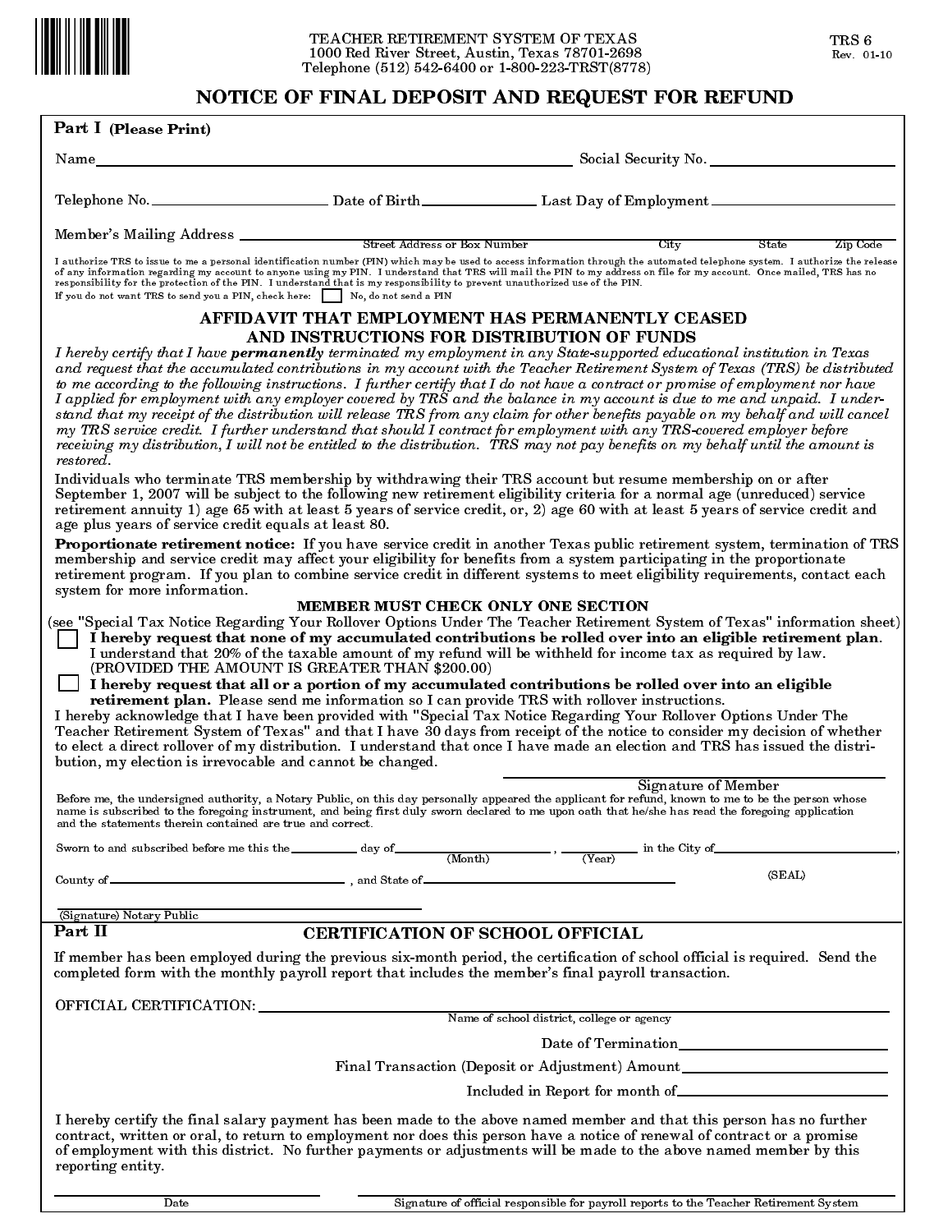TEACHER RETIREMENT SYSTEM OF TEXAS
1000 Red River Street, Austin, Texas 78701-2698
Telephone (512) 542-6400 or 1-800-223-TRST(8778)

TRS 6
Rev. 01-10

# NOTICE OF FINAL DEPOSIT AND REQUEST FOR REFUND

**Part I (Please Print)**

Name ______________________________ Social Security No. ______________

Telephone No. ______________ Date of Birth ______________ Last Day of Employment ______________

Member's Mailing Address ______________________________
Street Address or Box Number  City  State  Zip Code

I authorize TRS to issue to me a personal identification number (PIN) which may be used to access information through the automated telephone system. I authorize the release of any information regarding my account to anyone using my PIN. I understand that TRS will mail the PIN to my address on file for my account. Once mailed, TRS has no responsibility for the protection of the PIN. I understand that is my responsibility to prevent unauthorized use of the PIN.

If you do not want TRS to send you a PIN, check here: ☐ No, do not send a PIN

## AFFIDAVIT THAT EMPLOYMENT HAS PERMANENTLY CEASED AND INSTRUCTIONS FOR DISTRIBUTION OF FUNDS

*I hereby certify that I have* ***permanently*** *terminated my employment in any State-supported educational institution in Texas and request that the accumulated contributions in my account with the Teacher Retirement System of Texas (TRS) be distributed to me according to the following instructions. I further certify that I do not have a contract or promise of employment nor have I applied for employment with any employer covered by TRS and the balance in my account is due to me and unpaid. I understand that my receipt of the distribution will release TRS from any claim for other benefits payable on my behalf and will cancel my TRS service credit. I further understand that should I contract for employment with any TRS-covered employer before receiving my distribution, I will not be entitled to the distribution. TRS may not pay benefits on my behalf until the amount is restored.*

Individuals who terminate TRS membership by withdrawing their TRS account but resume membership on or after September 1, 2007 will be subject to the following new retirement eligibility criteria for a normal age (unreduced) service retirement annuity 1) age 65 with at least 5 years of service credit, or, 2) age 60 with at least 5 years of service credit and age plus years of service credit equals at least 80.

**Proportionate retirement notice:** If you have service credit in another Texas public retirement system, termination of TRS membership and service credit may affect your eligibility for benefits from a system participating in the proportionate retirement program. If you plan to combine service credit in different systems to meet eligibility requirements, contact each system for more information.

**MEMBER MUST CHECK ONLY ONE SECTION**

(see "Special Tax Notice Regarding Your Rollover Options Under The Teacher Retirement System of Texas" information sheet)

☐ **I hereby request that none of my accumulated contributions be rolled over into an eligible retirement plan.** I understand that 20% of the taxable amount of my refund will be withheld for income tax as required by law. (PROVIDED THE AMOUNT IS GREATER THAN $200.00)

☐ **I hereby request that all or a portion of my accumulated contributions be rolled over into an eligible retirement plan.** Please send me information so I can provide TRS with rollover instructions.

I hereby acknowledge that I have been provided with "Special Tax Notice Regarding Your Rollover Options Under The Teacher Retirement System of Texas" and that I have 30 days from receipt of the notice to consider my decision of whether to elect a direct rollover of my distribution. I understand that once I have made an election and TRS has issued the distribution, my election is irrevocable and cannot be changed.

______________________________
Signature of Member

Before me, the undersigned authority, a Notary Public, on this day personally appeared the applicant for refund, known to me to be the person whose name is subscribed to the foregoing instrument, and being first duly sworn declared to me upon oath that he/she has read the foregoing application and the statements therein contained are true and correct.

Sworn to and subscribed before me this the ________ day of ______________ (Month), ________ (Year) in the City of ______________,

County of ______________, and State of ______________ (SEAL)

______________________________
(Signature) Notary Public

**Part II**

## CERTIFICATION OF SCHOOL OFFICIAL

If member has been employed during the previous six-month period, the certification of school official is required. Send the completed form with the monthly payroll report that includes the member's final payroll transaction.

OFFICIAL CERTIFICATION: ______________________________
Name of school district, college or agency

Date of Termination ______________

Final Transaction (Deposit or Adjustment) Amount ______________

Included in Report for month of ______________

I hereby certify the final salary payment has been made to the above named member and that this person has no further contract, written or oral, to return to employment nor does this person have a notice of renewal of contract or a promise of employment with this district. No further payments or adjustments will be made to the above named member by this reporting entity.

______________ Date

______________________________ Signature of official responsible for payroll reports to the Teacher Retirement System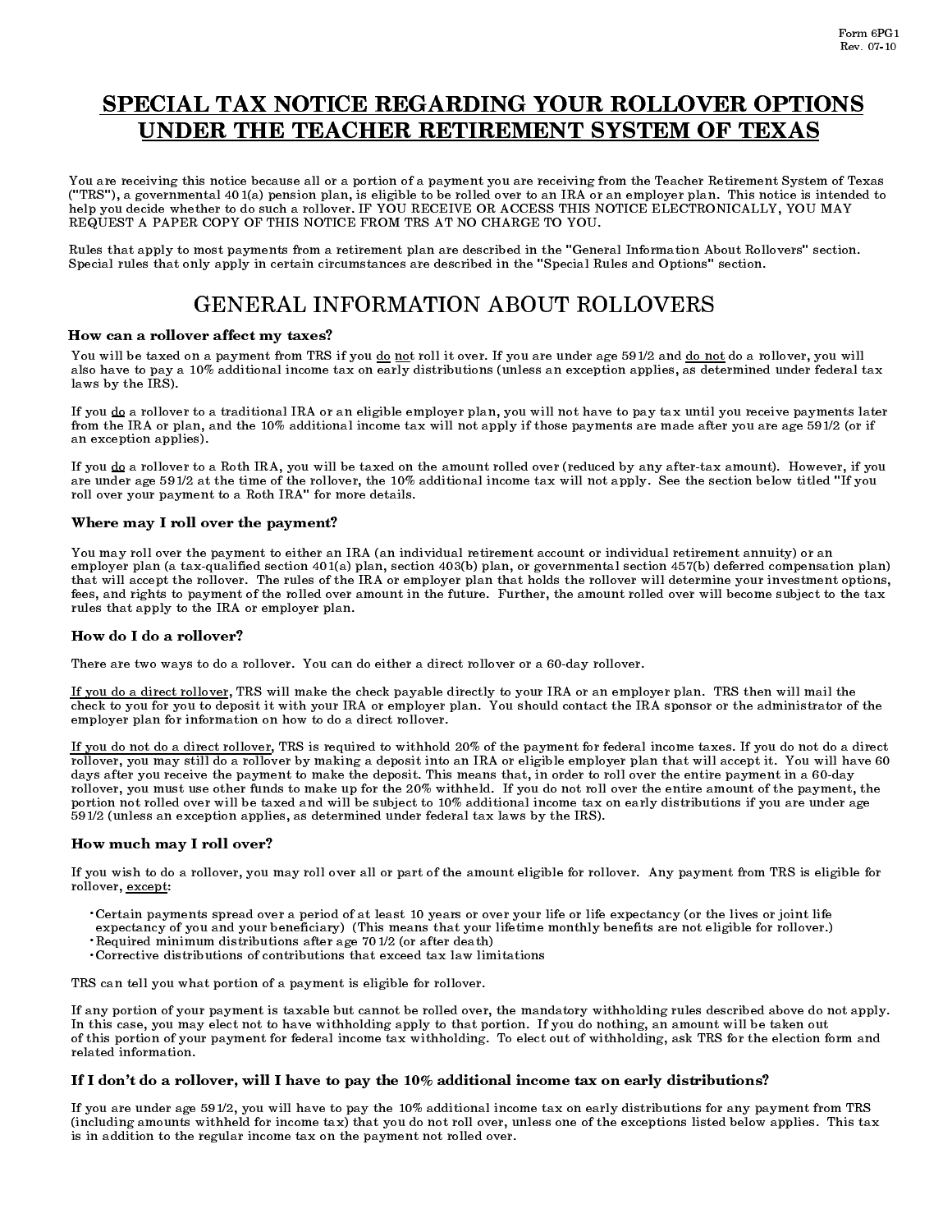# SPECIAL TAX NOTICE REGARDING YOUR ROLLOVER OPTIONS UNDER THE TEACHER RETIREMENT SYSTEM OF TEXAS

You are receiving this notice because all or a portion of a payment you are receiving from the Teacher Retirement System of Texas ("TRS"), a governmental 401(a) pension plan, is eligible to be rolled over to an IRA or an employer plan. This notice is intended to help you decide whether to do such a rollover. IF YOU RECEIVE OR ACCESS THIS NOTICE ELECTRONICALLY, YOU MAY REQUEST A PAPER COPY OF THIS NOTICE FROM TRS AT NO CHARGE TO YOU.

Rules that apply to most payments from a retirement plan are described in the "General Information About Rollovers" section. Special rules that only apply in certain circumstances are described in the "Special Rules and Options" section.

## GENERAL INFORMATION ABOUT ROLLOVERS

### How can a rollover affect my taxes?

You will be taxed on a payment from TRS if you do not roll it over. If you are under age 59 1/2 and do not do a rollover, you will also have to pay a 10% additional income tax on early distributions (unless an exception applies, as determined under federal tax laws by the IRS).

If you do a rollover to a traditional IRA or an eligible employer plan, you will not have to pay tax until you receive payments later from the IRA or plan, and the 10% additional income tax will not apply if those payments are made after you are age 59 1/2 (or if an exception applies).

If you do a rollover to a Roth IRA, you will be taxed on the amount rolled over (reduced by any after-tax amount). However, if you are under age 59 1/2 at the time of the rollover, the 10% additional income tax will not apply. See the section below titled "If you roll over your payment to a Roth IRA" for more details.

### Where may I roll over the payment?

You may roll over the payment to either an IRA (an individual retirement account or individual retirement annuity) or an employer plan (a tax-qualified section 401(a) plan, section 403(b) plan, or governmental section 457(b) deferred compensation plan) that will accept the rollover. The rules of the IRA or employer plan that holds the rollover will determine your investment options, fees, and rights to payment of the rolled over amount in the future. Further, the amount rolled over will become subject to the tax rules that apply to the IRA or employer plan.

### How do I do a rollover?

There are two ways to do a rollover. You can do either a direct rollover or a 60-day rollover.

If you do a direct rollover, TRS will make the check payable directly to your IRA or an employer plan. TRS then will mail the check to you for you to deposit it with your IRA or employer plan. You should contact the IRA sponsor or the administrator of the employer plan for information on how to do a direct rollover.

If you do not do a direct rollover, TRS is required to withhold 20% of the payment for federal income taxes. If you do not do a direct rollover, you may still do a rollover by making a deposit into an IRA or eligible employer plan that will accept it. You will have 60 days after you receive the payment to make the deposit. This means that, in order to roll over the entire payment in a 60-day rollover, you must use other funds to make up for the 20% withheld. If you do not roll over the entire amount of the payment, the portion not rolled over will be taxed and will be subject to 10% additional income tax on early distributions if you are under age 59 1/2 (unless an exception applies, as determined under federal tax laws by the IRS).

### How much may I roll over?

If you wish to do a rollover, you may roll over all or part of the amount eligible for rollover. Any payment from TRS is eligible for rollover, except:

- Certain payments spread over a period of at least 10 years or over your life or life expectancy (or the lives or joint life expectancy of you and your beneficiary) (This means that your lifetime monthly benefits are not eligible for rollover.)
- Required minimum distributions after age 70 1/2 (or after death)
- Corrective distributions of contributions that exceed tax law limitations

TRS can tell you what portion of a payment is eligible for rollover.

If any portion of your payment is taxable but cannot be rolled over, the mandatory withholding rules described above do not apply. In this case, you may elect not to have withholding apply to that portion. If you do nothing, an amount will be taken out of this portion of your payment for federal income tax withholding. To elect out of withholding, ask TRS for the election form and related information.

### If I don't do a rollover, will I have to pay the 10% additional income tax on early distributions?

If you are under age 59 1/2, you will have to pay the 10% additional income tax on early distributions for any payment from TRS (including amounts withheld for income tax) that you do not roll over, unless one of the exceptions listed below applies. This tax is in addition to the regular income tax on the payment not rolled over.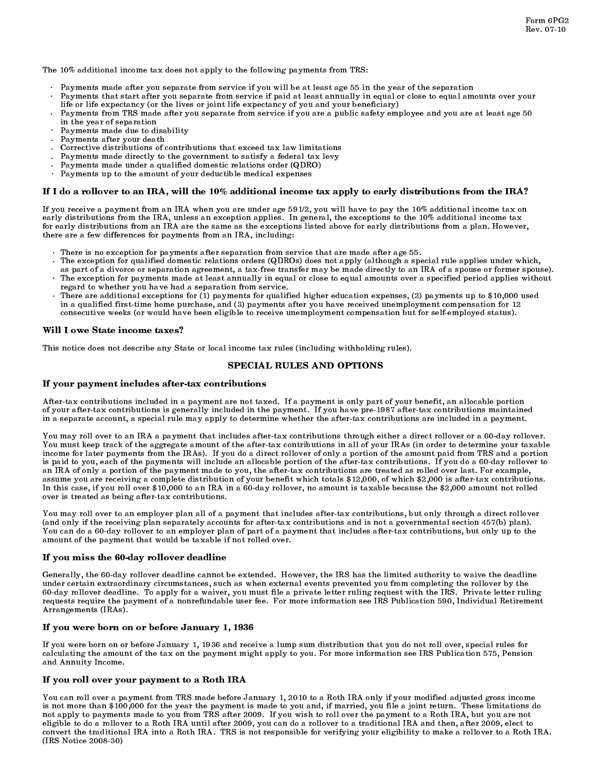The 10% additional income tax does not apply to the following payments from TRS:

- Payments made after you separate from service if you will be at least age 55 in the year of the separation
- Payments that start after you separate from service if paid at least annually in equal or close to equal amounts over your life or life expectancy (or the lives or joint life expectancy of you and your beneficiary)
- Payments from TRS made after you separate from service if you are a public safety employee and you are at least age 50 in the year of separation
- Payments made due to disability
- Payments after your death
- Corrective distributions of contributions that exceed tax law limitations
- Payments made directly to the government to satisfy a federal tax levy
- Payments made under a qualified domestic relations order (QDRO)
- Payments up to the amount of your deductible medical expenses

### If I do a rollover to an IRA, will the 10% additional income tax apply to early distributions from the IRA?

If you receive a payment from an IRA when you are under age 591/2, you will have to pay the 10% additional income tax on early distributions from the IRA, unless an exception applies. In general, the exceptions to the 10% additional income tax for early distributions from an IRA are the same as the exceptions listed above for early distributions from a plan. However, there are a few differences for payments from an IRA, including:

- There is no exception for payments after separation from service that are made after age 55.
- The exception for qualified domestic relations orders (QDROs) does not apply (although a special rule applies under which, as part of a divorce or separation agreement, a tax-free transfer may be made directly to an IRA of a spouse or former spouse).
- The exception for payments made at least annually in equal or close to equal amounts over a specified period applies without regard to whether you have had a separation from service.
- There are additional exceptions for (1) payments for qualified higher education expenses, (2) payments up to $10,000 used in a qualified first-time home purchase, and (3) payments after you have received unemployment compensation for 12 consecutive weeks (or would have been eligible to receive unemployment compensation but for self-employed status).

### Will I owe State income taxes?

This notice does not describe any State or local income tax rules (including withholding rules).

## SPECIAL RULES AND OPTIONS

### If your payment includes after-tax contributions

After-tax contributions included in a payment are not taxed. If a payment is only part of your benefit, an allocable portion of your after-tax contributions is generally included in the payment. If you have pre-1987 after-tax contributions maintained in a separate account, a special rule may apply to determine whether the after-tax contributions are included in a payment.

You may roll over to an IRA a payment that includes after-tax contributions through either a direct rollover or a 60-day rollover. You must keep track of the aggregate amount of the after-tax contributions in all of your IRAs (in order to determine your taxable income for later payments from the IRAs). If you do a direct rollover of only a portion of the amount paid from TRS and a portion is paid to you, each of the payments will include an allocable portion of the after-tax contributions. If you do a 60-day rollover to an IRA of only a portion of the payment made to you, the after-tax contributions are treated as rolled over last. For example, assume you are receiving a complete distribution of your benefit which totals $12,000, of which $2,000 is after-tax contributions. In this case, if you roll over $10,000 to an IRA in a 60-day rollover, no amount is taxable because the $2,000 amount not rolled over is treated as being after-tax contributions.

You may roll over to an employer plan all of a payment that includes after-tax contributions, but only through a direct rollover (and only if the receiving plan separately accounts for after-tax contributions and is not a governmental section 457(b) plan). You can do a 60-day rollover to an employer plan of part of a payment that includes after-tax contributions, but only up to the amount of the payment that would be taxable if not rolled over.

### If you miss the 60-day rollover deadline

Generally, the 60-day rollover deadline cannot be extended. However, the IRS has the limited authority to waive the deadline under certain extraordinary circumstances, such as when external events prevented you from completing the rollover by the 60-day rollover deadline. To apply for a waiver, you must file a private letter ruling request with the IRS. Private letter ruling requests require the payment of a nonrefundable user fee. For more information see IRS Publication 590, Individual Retirement Arrangements (IRAs).

### If you were born on or before January 1, 1936

If you were born on or before January 1, 1936 and receive a lump sum distribution that you do not roll over, special rules for calculating the amount of the tax on the payment might apply to you. For more information see IRS Publication 575, Pension and Annuity Income.

### If you roll over your payment to a Roth IRA

You can roll over a payment from TRS made before January 1, 2010 to a Roth IRA only if your modified adjusted gross income is not more than $100,000 for the year the payment is made to you and, if married, you file a joint return. These limitations do not apply to payments made to you from TRS after 2009. If you wish to roll over the payment to a Roth IRA, but you are not eligible to do a rollover to a Roth IRA until after 2009, you can do a rollover to a traditional IRA and then, after 2009, elect to convert the traditional IRA into a Roth IRA. TRS is not responsible for verifying your eligibility to make a rollover to a Roth IRA. (IRS Notice 2008-30)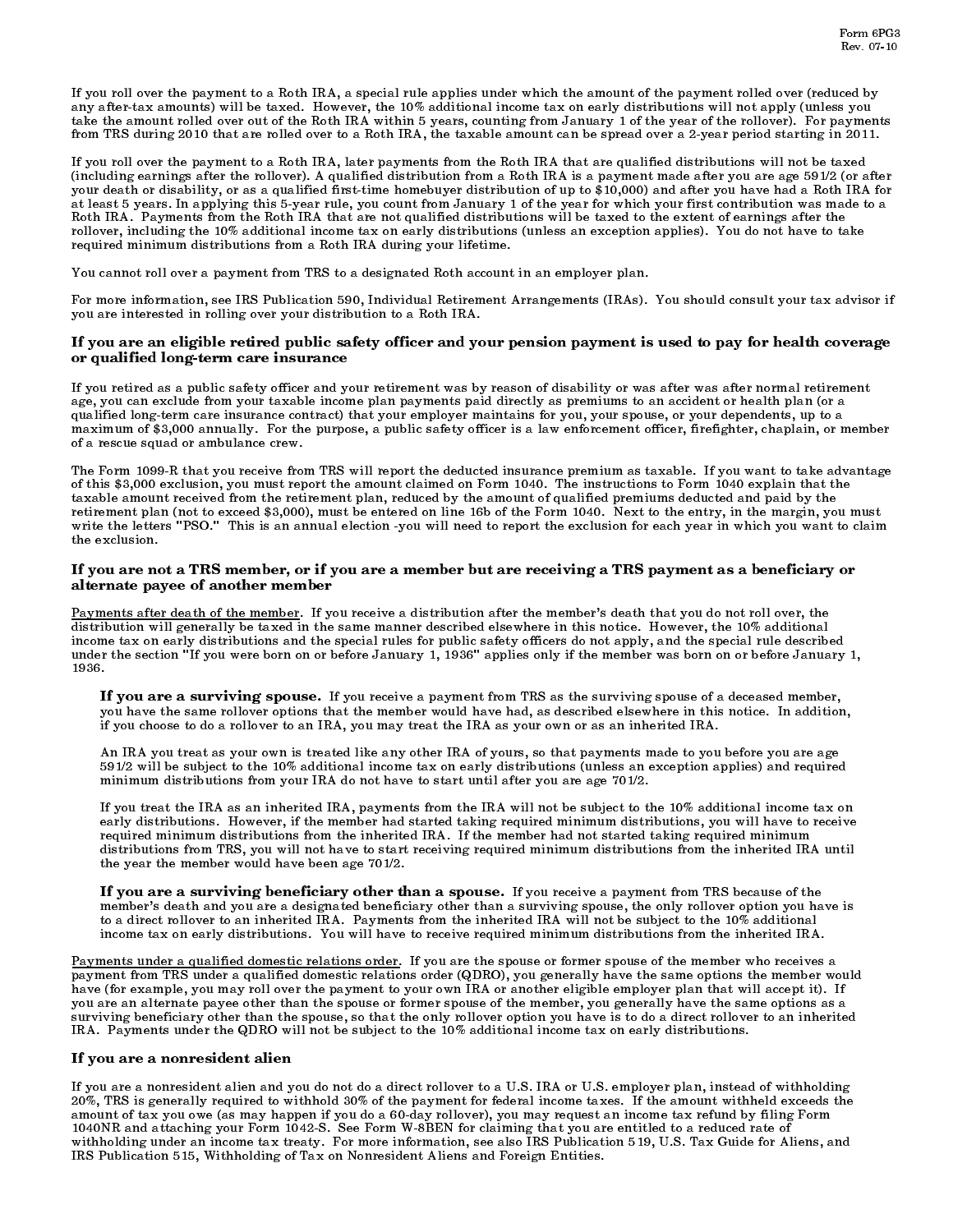If you roll over the payment to a Roth IRA, a special rule applies under which the amount of the payment rolled over (reduced by any after-tax amounts) will be taxed. However, the 10% additional income tax on early distributions will not apply (unless you take the amount rolled over out of the Roth IRA within 5 years, counting from January 1 of the year of the rollover). For payments from TRS during 2010 that are rolled over to a Roth IRA, the taxable amount can be spread over a 2-year period starting in 2011.

If you roll over the payment to a Roth IRA, later payments from the Roth IRA that are qualified distributions will not be taxed (including earnings after the rollover). A qualified distribution from a Roth IRA is a payment made after you are age 591/2 (or after your death or disability, or as a qualified first-time homebuyer distribution of up to $10,000) and after you have had a Roth IRA for at least 5 years. In applying this 5-year rule, you count from January 1 of the year for which your first contribution was made to a Roth IRA. Payments from the Roth IRA that are not qualified distributions will be taxed to the extent of earnings after the rollover, including the 10% additional income tax on early distributions (unless an exception applies). You do not have to take required minimum distributions from a Roth IRA during your lifetime.

You cannot roll over a payment from TRS to a designated Roth account in an employer plan.

For more information, see IRS Publication 590, Individual Retirement Arrangements (IRAs). You should consult your tax advisor if you are interested in rolling over your distribution to a Roth IRA.

### If you are an eligible retired public safety officer and your pension payment is used to pay for health coverage or qualified long-term care insurance

If you retired as a public safety officer and your retirement was by reason of disability or was after was after normal retirement age, you can exclude from your taxable income plan payments paid directly as premiums to an accident or health plan (or a qualified long-term care insurance contract) that your employer maintains for you, your spouse, or your dependents, up to a maximum of $3,000 annually. For the purpose, a public safety officer is a law enforcement officer, firefighter, chaplain, or member of a rescue squad or ambulance crew.

The Form 1099-R that you receive from TRS will report the deducted insurance premium as taxable. If you want to take advantage of this $3,000 exclusion, you must report the amount claimed on Form 1040. The instructions to Form 1040 explain that the taxable amount received from the retirement plan, reduced by the amount of qualified premiums deducted and paid by the retirement plan (not to exceed $3,000), must be entered on line 16b of the Form 1040. Next to the entry, in the margin, you must write the letters "PSO." This is an annual election -you will need to report the exclusion for each year in which you want to claim the exclusion.

### If you are not a TRS member, or if you are a member but are receiving a TRS payment as a beneficiary or alternate payee of another member

Payments after death of the member. If you receive a distribution after the member's death that you do not roll over, the distribution will generally be taxed in the same manner described elsewhere in this notice. However, the 10% additional income tax on early distributions and the special rules for public safety officers do not apply, and the special rule described under the section "If you were born on or before January 1, 1936" applies only if the member was born on or before January 1, 1936.

**If you are a surviving spouse.** If you receive a payment from TRS as the surviving spouse of a deceased member, you have the same rollover options that the member would have had, as described elsewhere in this notice. In addition, if you choose to do a rollover to an IRA, you may treat the IRA as your own or as an inherited IRA.

An IRA you treat as your own is treated like any other IRA of yours, so that payments made to you before you are age 591/2 will be subject to the 10% additional income tax on early distributions (unless an exception applies) and required minimum distributions from your IRA do not have to start until after you are age 701/2.

If you treat the IRA as an inherited IRA, payments from the IRA will not be subject to the 10% additional income tax on early distributions. However, if the member had started taking required minimum distributions, you will have to receive required minimum distributions from the inherited IRA. If the member had not started taking required minimum distributions from TRS, you will not have to start receiving required minimum distributions from the inherited IRA until the year the member would have been age 701/2.

**If you are a surviving beneficiary other than a spouse.** If you receive a payment from TRS because of the member's death and you are a designated beneficiary other than a surviving spouse, the only rollover option you have is to a direct rollover to an inherited IRA. Payments from the inherited IRA will not be subject to the 10% additional income tax on early distributions. You will have to receive required minimum distributions from the inherited IRA.

Payments under a qualified domestic relations order. If you are the spouse or former spouse of the member who receives a payment from TRS under a qualified domestic relations order (QDRO), you generally have the same options the member would have (for example, you may roll over the payment to your own IRA or another eligible employer plan that will accept it). If you are an alternate payee other than the spouse or former spouse of the member, you generally have the same options as a surviving beneficiary other than the spouse, so that the only rollover option you have is to do a direct rollover to an inherited IRA. Payments under the QDRO will not be subject to the 10% additional income tax on early distributions.

### If you are a nonresident alien

If you are a nonresident alien and you do not do a direct rollover to a U.S. IRA or U.S. employer plan, instead of withholding 20%, TRS is generally required to withhold 30% of the payment for federal income taxes. If the amount withheld exceeds the amount of tax you owe (as may happen if you do a 60-day rollover), you may request an income tax refund by filing Form 1040NR and attaching your Form 1042-S. See Form W-8BEN for claiming that you are entitled to a reduced rate of withholding under an income tax treaty. For more information, see also IRS Publication 519, U.S. Tax Guide for Aliens, and IRS Publication 515, Withholding of Tax on Nonresident Aliens and Foreign Entities.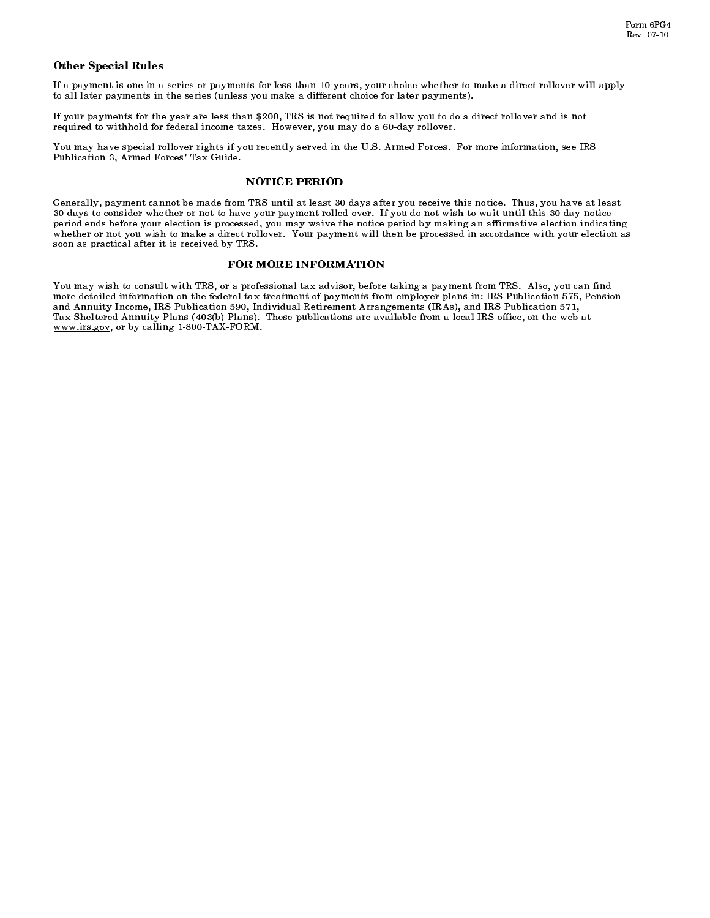### Other Special Rules

If a payment is one in a series or payments for less than 10 years, your choice whether to make a direct rollover will apply to all later payments in the series (unless you make a different choice for later payments).

If your payments for the year are less than $200, TRS is not required to allow you to do a direct rollover and is not required to withhold for federal income taxes. However, you may do a 60-day rollover.

You may have special rollover rights if you recently served in the U.S. Armed Forces. For more information, see IRS Publication 3, Armed Forces' Tax Guide.

## NOTICE PERIOD

Generally, payment cannot be made from TRS until at least 30 days after you receive this notice. Thus, you have at least 30 days to consider whether or not to have your payment rolled over. If you do not wish to wait until this 30-day notice period ends before your election is processed, you may waive the notice period by making an affirmative election indicating whether or not you wish to make a direct rollover. Your payment will then be processed in accordance with your election as soon as practical after it is received by TRS.

## FOR MORE INFORMATION

You may wish to consult with TRS, or a professional tax advisor, before taking a payment from TRS. Also, you can find more detailed information on the federal tax treatment of payments from employer plans in: IRS Publication 575, Pension and Annuity Income, IRS Publication 590, Individual Retirement Arrangements (IRAs), and IRS Publication 571, Tax-Sheltered Annuity Plans (403(b) Plans). These publications are available from a local IRS office, on the web at www.irs.gov, or by calling 1-800-TAX-FORM.